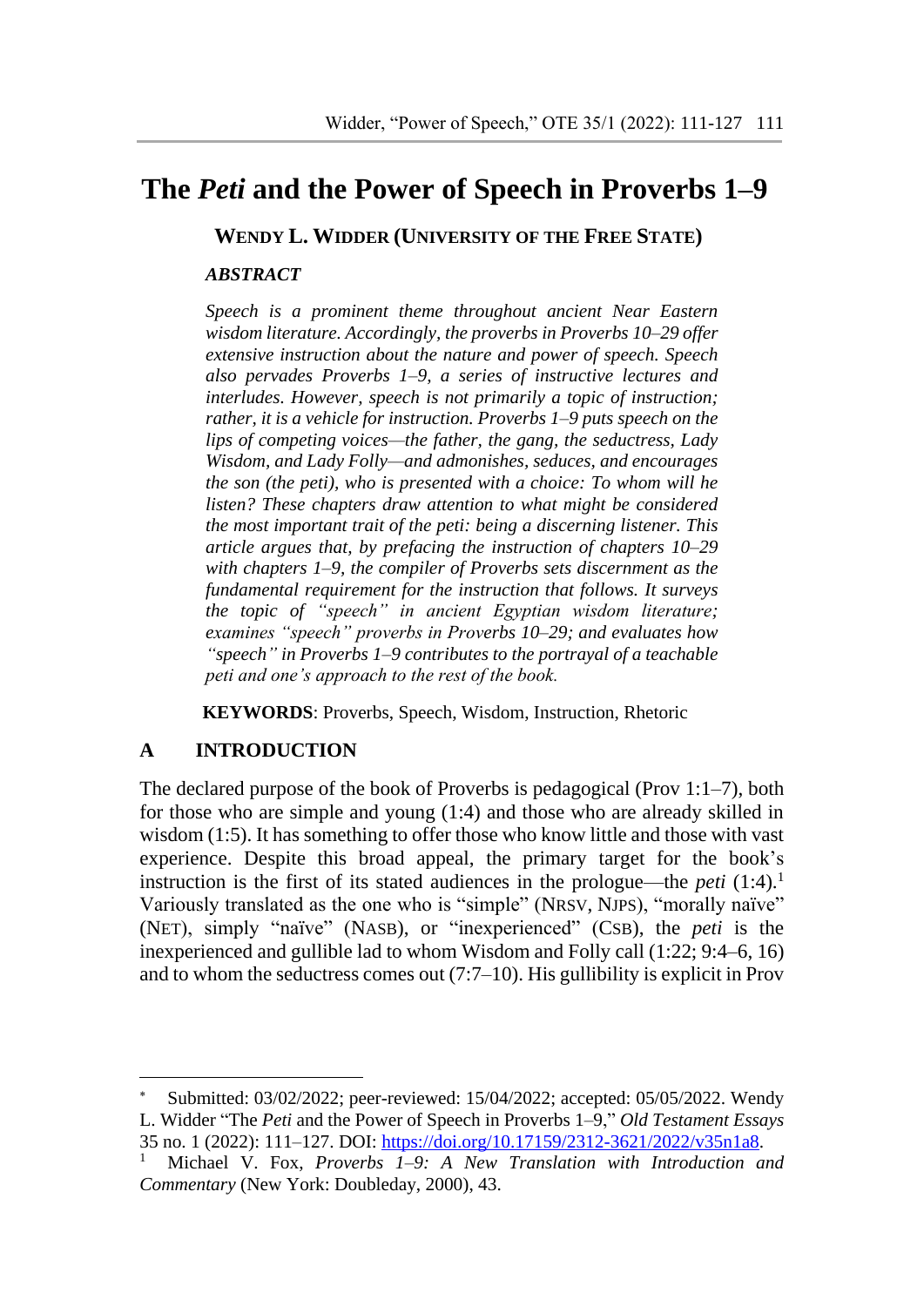# The *Peti* and the Power of Speech in Proverbs 1–9

**WENDY L. WIDDER (UNIVERSITY OF THE FREE STATE)**

***ABSTRACT***

*Speech is a prominent theme throughout ancient Near Eastern wisdom literature. Accordingly, the proverbs in Proverbs 10–29 offer extensive instruction about the nature and power of speech. Speech also pervades Proverbs 1–9, a series of instructive lectures and interludes. However, speech is not primarily a topic of instruction; rather, it is a vehicle for instruction. Proverbs 1–9 puts speech on the lips of competing voices—the father, the gang, the seductress, Lady Wisdom, and Lady Folly—and admonishes, seduces, and encourages the son (the peti), who is presented with a choice: To whom will he listen? These chapters draw attention to what might be considered the most important trait of the peti: being a discerning listener. This article argues that, by prefacing the instruction of chapters 10–29 with chapters 1–9, the compiler of Proverbs sets discernment as the fundamental requirement for the instruction that follows. It surveys the topic of "speech" in ancient Egyptian wisdom literature; examines "speech" proverbs in Proverbs 10–29; and evaluates how "speech" in Proverbs 1–9 contributes to the portrayal of a teachable peti and one's approach to the rest of the book.*

**KEYWORDS**: Proverbs, Speech, Wisdom, Instruction, Rhetoric

## A INTRODUCTION

The declared purpose of the book of Proverbs is pedagogical (Prov 1:1–7), both for those who are simple and young (1:4) and those who are already skilled in wisdom (1:5). It has something to offer those who know little and those with vast experience. Despite this broad appeal, the primary target for the book's instruction is the first of its stated audiences in the prologue—the *peti* (1:4).[1] Variously translated as the one who is "simple" (NRSV, NJPS), "morally naïve" (NET), simply "naïve" (NASB), or "inexperienced" (CSB), the *peti* is the inexperienced and gullible lad to whom Wisdom and Folly call (1:22; 9:4–6, 16) and to whom the seductress comes out (7:7–10). His gullibility is explicit in Prov

---

* Submitted: 03/02/2022; peer-reviewed: 15/04/2022; accepted: 05/05/2022. Wendy L. Widder "The *Peti* and the Power of Speech in Proverbs 1–9," *Old Testament Essays* 35 no. 1 (2022): 111–127. DOI: https://doi.org/10.17159/2312-3621/2022/v35n1a8.

[1] Michael V. Fox, *Proverbs 1–9: A New Translation with Introduction and Commentary* (New York: Doubleday, 2000), 43.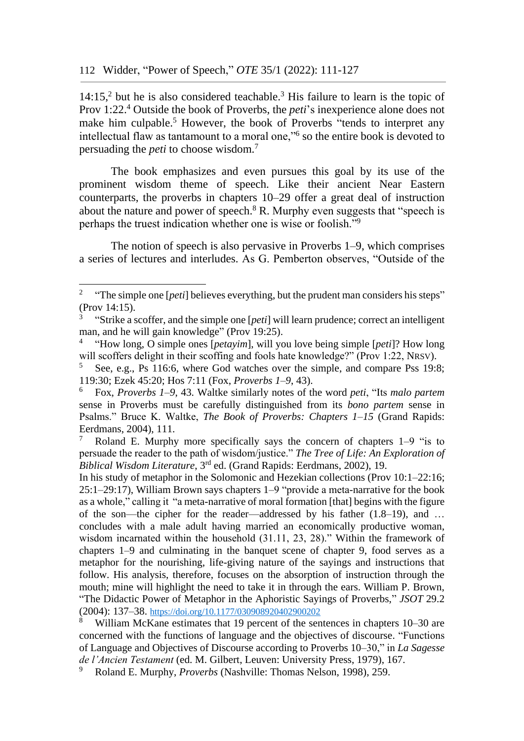14:15,[2] but he is also considered teachable.[3] His failure to learn is the topic of Prov 1:22.[4] Outside the book of Proverbs, the *peti*'s inexperience alone does not make him culpable.[5] However, the book of Proverbs "tends to interpret any intellectual flaw as tantamount to a moral one,"[6] so the entire book is devoted to persuading the *peti* to choose wisdom.[7]

The book emphasizes and even pursues this goal by its use of the prominent wisdom theme of speech. Like their ancient Near Eastern counterparts, the proverbs in chapters 10–29 offer a great deal of instruction about the nature and power of speech.[8] R. Murphy even suggests that "speech is perhaps the truest indication whether one is wise or foolish."[9]

The notion of speech is also pervasive in Proverbs 1–9, which comprises a series of lectures and interludes. As G. Pemberton observes, "Outside of the

---

[2] "The simple one [*peti*] believes everything, but the prudent man considers his steps" (Prov 14:15).

[3] "Strike a scoffer, and the simple one [*peti*] will learn prudence; correct an intelligent man, and he will gain knowledge" (Prov 19:25).

[4] "How long, O simple ones [*petayim*], will you love being simple [*peti*]? How long will scoffers delight in their scoffing and fools hate knowledge?" (Prov 1:22, NRSV).

[5] See, e.g., Ps 116:6, where God watches over the simple, and compare Pss 19:8; 119:30; Ezek 45:20; Hos 7:11 (Fox, *Proverbs 1–9*, 43).

[6] Fox, *Proverbs 1–9*, 43. Waltke similarly notes of the word *peti*, "Its *malo partem* sense in Proverbs must be carefully distinguished from its *bono partem* sense in Psalms." Bruce K. Waltke, *The Book of Proverbs: Chapters 1–15* (Grand Rapids: Eerdmans, 2004), 111.

[7] Roland E. Murphy more specifically says the concern of chapters 1–9 "is to persuade the reader to the path of wisdom/justice." *The Tree of Life: An Exploration of Biblical Wisdom Literature*, 3rd ed. (Grand Rapids: Eerdmans, 2002), 19.
In his study of metaphor in the Solomonic and Hezekian collections (Prov 10:1–22:16; 25:1–29:17), William Brown says chapters 1–9 "provide a meta-narrative for the book as a whole," calling it "a meta-narrative of moral formation [that] begins with the figure of the son—the cipher for the reader—addressed by his father (1.8–19), and … concludes with a male adult having married an economically productive woman, wisdom incarnated within the household (31.11, 23, 28)." Within the framework of chapters 1–9 and culminating in the banquet scene of chapter 9, food serves as a metaphor for the nourishing, life-giving nature of the sayings and instructions that follow. His analysis, therefore, focuses on the absorption of instruction through the mouth; mine will highlight the need to take it in through the ears. William P. Brown, "The Didactic Power of Metaphor in the Aphoristic Sayings of Proverbs," *JSOT* 29.2 (2004): 137–38. https://doi.org/10.1177/030908920402900202

[8] William McKane estimates that 19 percent of the sentences in chapters 10–30 are concerned with the functions of language and the objectives of discourse. "Functions of Language and Objectives of Discourse according to Proverbs 10–30," in *La Sagesse de l'Ancien Testament* (ed. M. Gilbert, Leuven: University Press, 1979), 167.

[9] Roland E. Murphy, *Proverbs* (Nashville: Thomas Nelson, 1998), 259.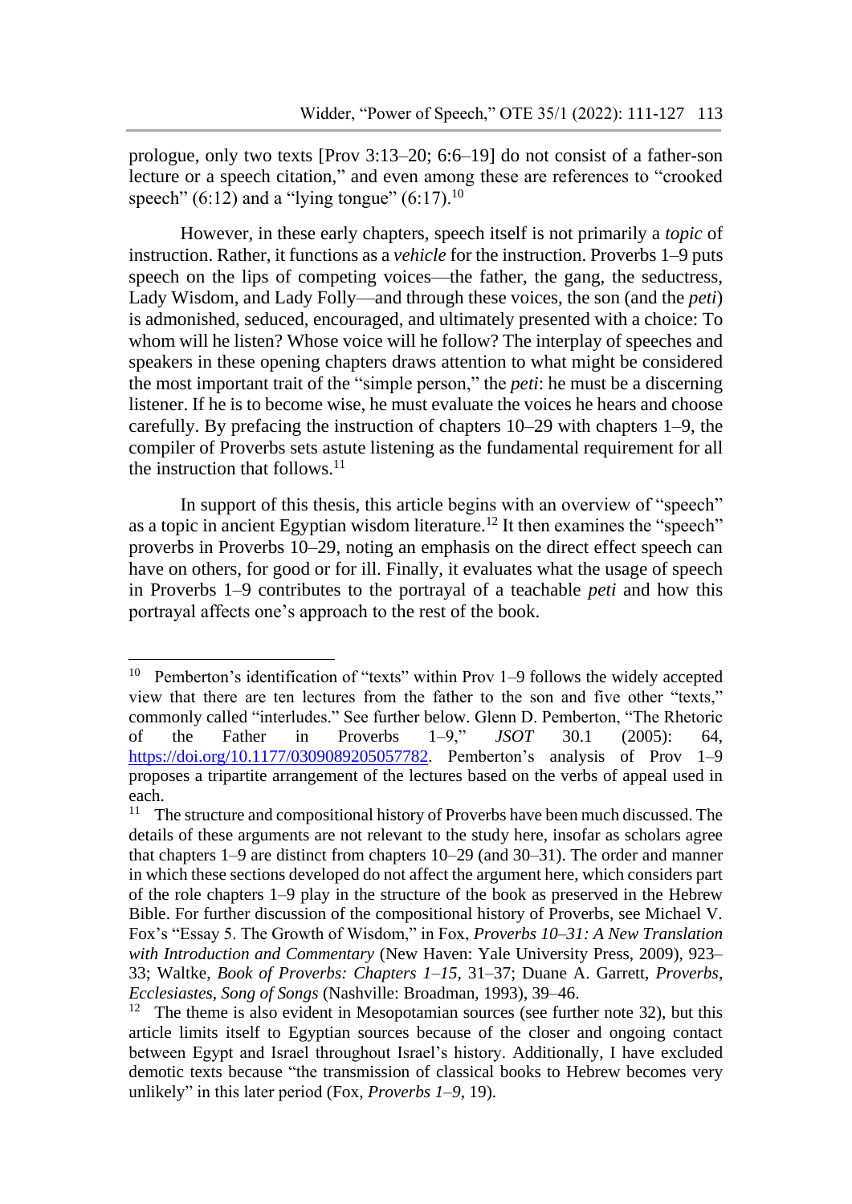prologue, only two texts [Prov 3:13–20; 6:6–19] do not consist of a father-son lecture or a speech citation," and even among these are references to "crooked speech" (6:12) and a "lying tongue" (6:17).[10]

However, in these early chapters, speech itself is not primarily a *topic* of instruction. Rather, it functions as a *vehicle* for the instruction. Proverbs 1–9 puts speech on the lips of competing voices—the father, the gang, the seductress, Lady Wisdom, and Lady Folly—and through these voices, the son (and the *peti*) is admonished, seduced, encouraged, and ultimately presented with a choice: To whom will he listen? Whose voice will he follow? The interplay of speeches and speakers in these opening chapters draws attention to what might be considered the most important trait of the "simple person," the *peti*: he must be a discerning listener. If he is to become wise, he must evaluate the voices he hears and choose carefully. By prefacing the instruction of chapters 10–29 with chapters 1–9, the compiler of Proverbs sets astute listening as the fundamental requirement for all the instruction that follows.[11]

In support of this thesis, this article begins with an overview of "speech" as a topic in ancient Egyptian wisdom literature.[12] It then examines the "speech" proverbs in Proverbs 10–29, noting an emphasis on the direct effect speech can have on others, for good or for ill. Finally, it evaluates what the usage of speech in Proverbs 1–9 contributes to the portrayal of a teachable *peti* and how this portrayal affects one's approach to the rest of the book.

---

[10] Pemberton's identification of "texts" within Prov 1–9 follows the widely accepted view that there are ten lectures from the father to the son and five other "texts," commonly called "interludes." See further below. Glenn D. Pemberton, "The Rhetoric of the Father in Proverbs 1–9," *JSOT* 30.1 (2005): 64, https://doi.org/10.1177/0309089205057782. Pemberton's analysis of Prov 1–9 proposes a tripartite arrangement of the lectures based on the verbs of appeal used in each.

[11] The structure and compositional history of Proverbs have been much discussed. The details of these arguments are not relevant to the study here, insofar as scholars agree that chapters 1–9 are distinct from chapters 10–29 (and 30–31). The order and manner in which these sections developed do not affect the argument here, which considers part of the role chapters 1–9 play in the structure of the book as preserved in the Hebrew Bible. For further discussion of the compositional history of Proverbs, see Michael V. Fox's "Essay 5. The Growth of Wisdom," in Fox, *Proverbs 10–31: A New Translation with Introduction and Commentary* (New Haven: Yale University Press, 2009), 923–33; Waltke, *Book of Proverbs: Chapters 1–15*, 31–37; Duane A. Garrett, *Proverbs, Ecclesiastes, Song of Songs* (Nashville: Broadman, 1993), 39–46.

[12] The theme is also evident in Mesopotamian sources (see further note 32), but this article limits itself to Egyptian sources because of the closer and ongoing contact between Egypt and Israel throughout Israel's history. Additionally, I have excluded demotic texts because "the transmission of classical books to Hebrew becomes very unlikely" in this later period (Fox, *Proverbs 1–9*, 19).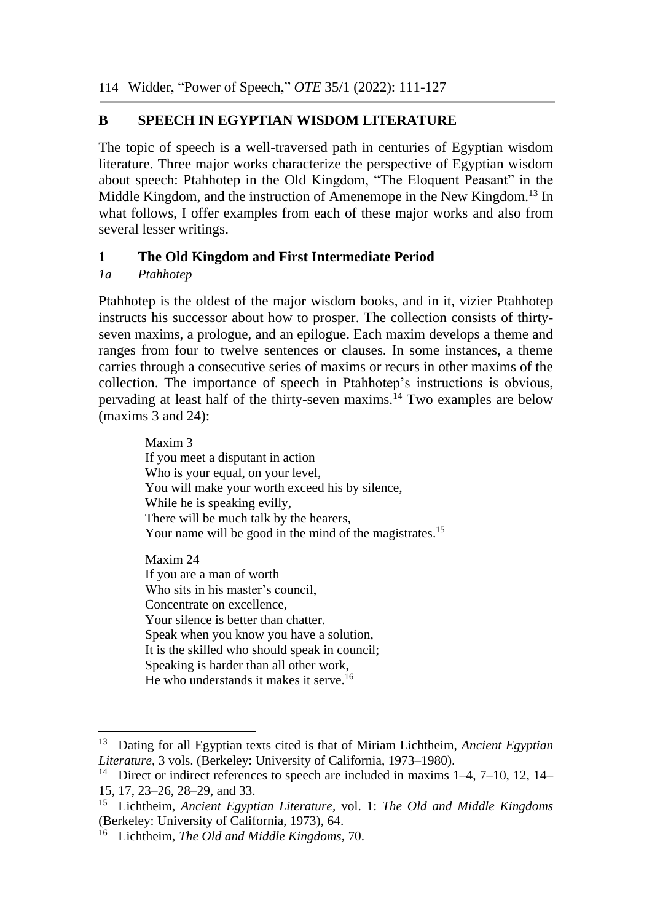## B SPEECH IN EGYPTIAN WISDOM LITERATURE

The topic of speech is a well-traversed path in centuries of Egyptian wisdom literature. Three major works characterize the perspective of Egyptian wisdom about speech: Ptahhotep in the Old Kingdom, "The Eloquent Peasant" in the Middle Kingdom, and the instruction of Amenemope in the New Kingdom.[13] In what follows, I offer examples from each of these major works and also from several lesser writings.

### 1 The Old Kingdom and First Intermediate Period

#### *1a Ptahhotep*

Ptahhotep is the oldest of the major wisdom books, and in it, vizier Ptahhotep instructs his successor about how to prosper. The collection consists of thirty-seven maxims, a prologue, and an epilogue. Each maxim develops a theme and ranges from four to twelve sentences or clauses. In some instances, a theme carries through a consecutive series of maxims or recurs in other maxims of the collection. The importance of speech in Ptahhotep's instructions is obvious, pervading at least half of the thirty-seven maxims.[14] Two examples are below (maxims 3 and 24):

> Maxim 3
> If you meet a disputant in action
> Who is your equal, on your level,
> You will make your worth exceed his by silence,
> While he is speaking evilly,
> There will be much talk by the hearers,
> Your name will be good in the mind of the magistrates.[15]
>
> Maxim 24
> If you are a man of worth
> Who sits in his master's council,
> Concentrate on excellence,
> Your silence is better than chatter.
> Speak when you know you have a solution,
> It is the skilled who should speak in council;
> Speaking is harder than all other work,
> He who understands it makes it serve.[16]

---

[13] Dating for all Egyptian texts cited is that of Miriam Lichtheim, *Ancient Egyptian Literature*, 3 vols. (Berkeley: University of California, 1973–1980).

[14] Direct or indirect references to speech are included in maxims 1–4, 7–10, 12, 14–15, 17, 23–26, 28–29, and 33.

[15] Lichtheim, *Ancient Egyptian Literature*, vol. 1: *The Old and Middle Kingdoms* (Berkeley: University of California, 1973), 64.

[16] Lichtheim, *The Old and Middle Kingdoms*, 70.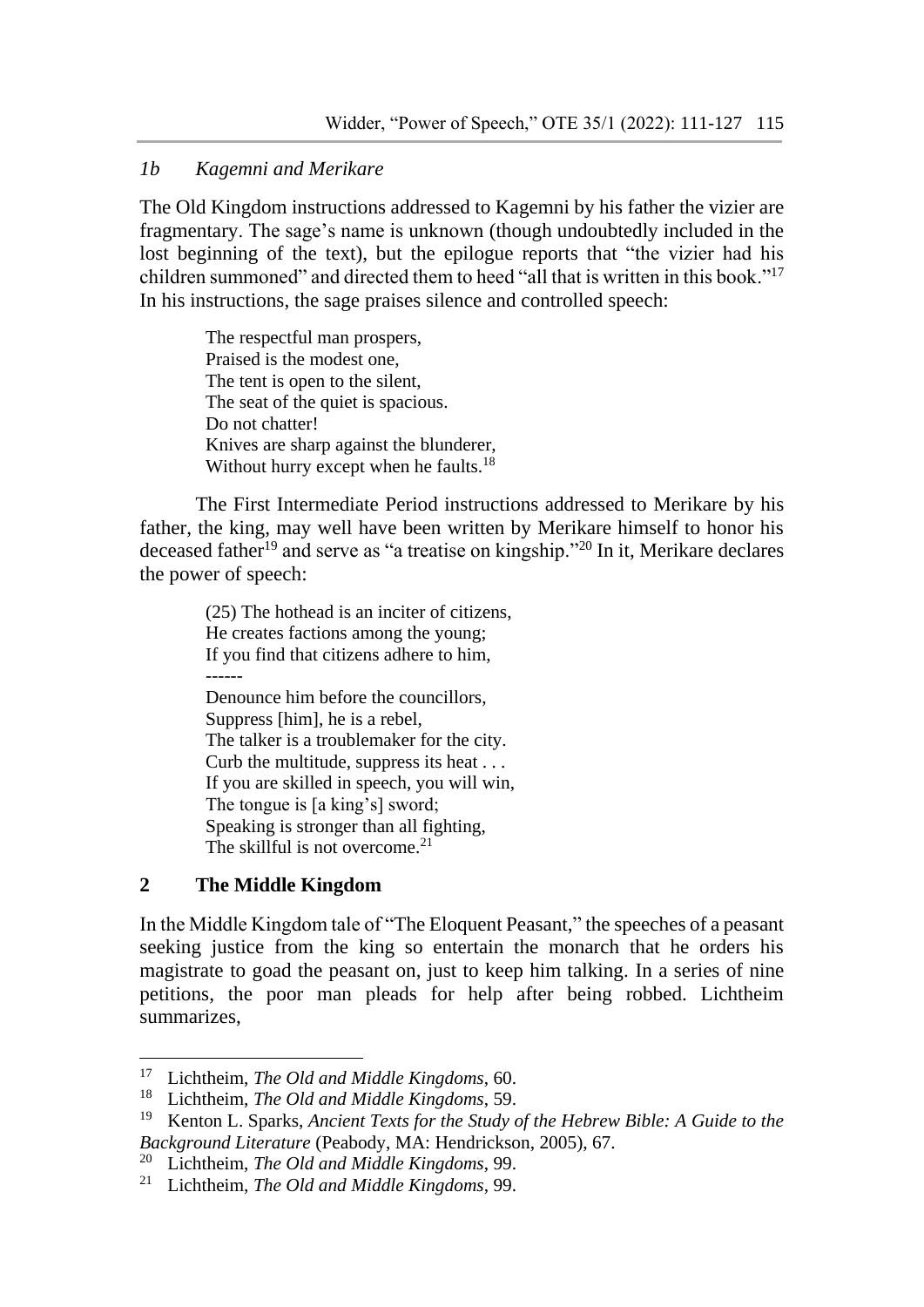### *1b Kagemni and Merikare*

The Old Kingdom instructions addressed to Kagemni by his father the vizier are fragmentary. The sage's name is unknown (though undoubtedly included in the lost beginning of the text), but the epilogue reports that "the vizier had his children summoned" and directed them to heed "all that is written in this book."[17] In his instructions, the sage praises silence and controlled speech:

> The respectful man prospers,
> Praised is the modest one,
> The tent is open to the silent,
> The seat of the quiet is spacious.
> Do not chatter!
> Knives are sharp against the blunderer,
> Without hurry except when he faults.[18]

The First Intermediate Period instructions addressed to Merikare by his father, the king, may well have been written by Merikare himself to honor his deceased father[19] and serve as "a treatise on kingship."[20] In it, Merikare declares the power of speech:

> (25) The hothead is an inciter of citizens,
> He creates factions among the young;
> If you find that citizens adhere to him,
> ------
> Denounce him before the councillors,
> Suppress [him], he is a rebel,
> The talker is a troublemaker for the city.
> Curb the multitude, suppress its heat . . .
> If you are skilled in speech, you will win,
> The tongue is [a king's] sword;
> Speaking is stronger than all fighting,
> The skillful is not overcome.[21]

## 2 The Middle Kingdom

In the Middle Kingdom tale of "The Eloquent Peasant," the speeches of a peasant seeking justice from the king so entertain the monarch that he orders his magistrate to goad the peasant on, just to keep him talking. In a series of nine petitions, the poor man pleads for help after being robbed. Lichtheim summarizes,

---

[17] Lichtheim, *The Old and Middle Kingdoms*, 60.
[18] Lichtheim, *The Old and Middle Kingdoms*, 59.
[19] Kenton L. Sparks, *Ancient Texts for the Study of the Hebrew Bible: A Guide to the Background Literature* (Peabody, MA: Hendrickson, 2005), 67.
[20] Lichtheim, *The Old and Middle Kingdoms*, 99.
[21] Lichtheim, *The Old and Middle Kingdoms*, 99.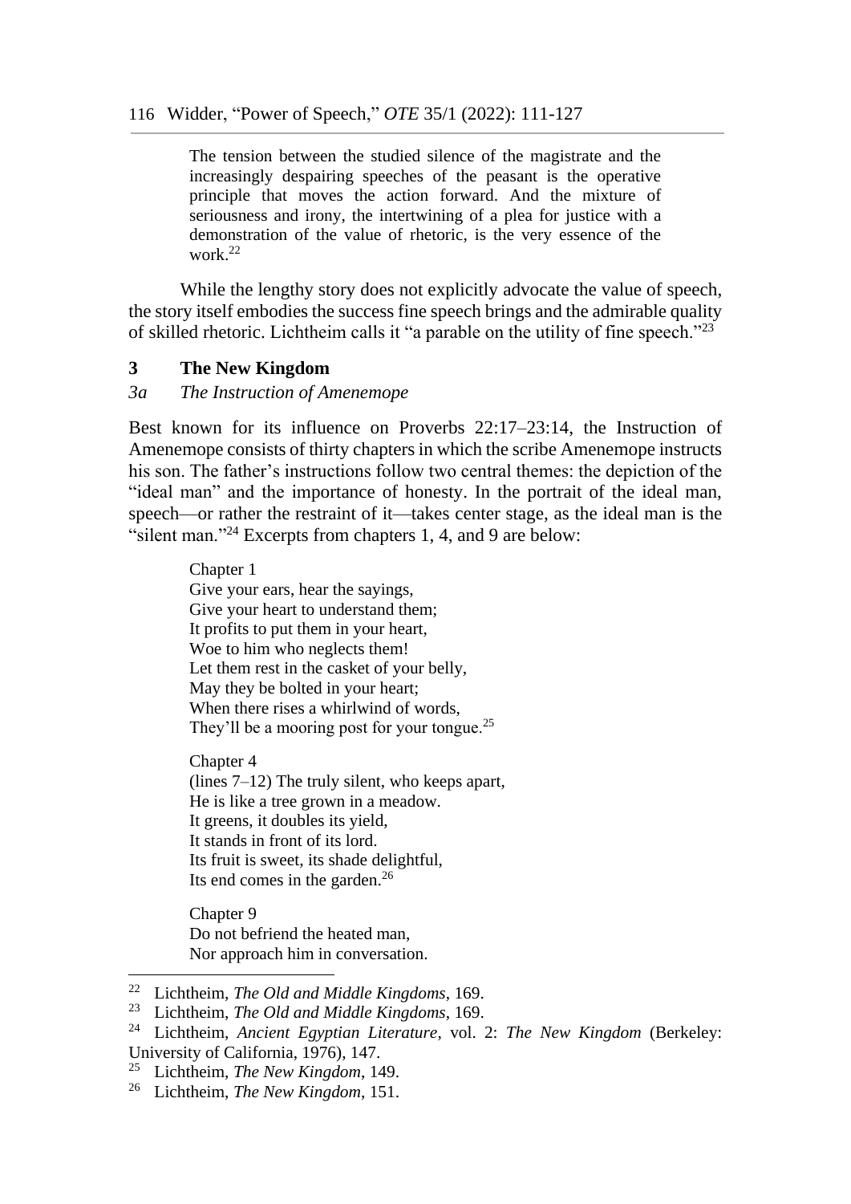> The tension between the studied silence of the magistrate and the increasingly despairing speeches of the peasant is the operative principle that moves the action forward. And the mixture of seriousness and irony, the intertwining of a plea for justice with a demonstration of the value of rhetoric, is the very essence of the work.[22]

While the lengthy story does not explicitly advocate the value of speech, the story itself embodies the success fine speech brings and the admirable quality of skilled rhetoric. Lichtheim calls it "a parable on the utility of fine speech."[23]

## 3 The New Kingdom

### *3a The Instruction of Amenemope*

Best known for its influence on Proverbs 22:17–23:14, the Instruction of Amenemope consists of thirty chapters in which the scribe Amenemope instructs his son. The father's instructions follow two central themes: the depiction of the "ideal man" and the importance of honesty. In the portrait of the ideal man, speech—or rather the restraint of it—takes center stage, as the ideal man is the "silent man."[24] Excerpts from chapters 1, 4, and 9 are below:

> Chapter 1
> Give your ears, hear the sayings,
> Give your heart to understand them;
> It profits to put them in your heart,
> Woe to him who neglects them!
> Let them rest in the casket of your belly,
> May they be bolted in your heart;
> When there rises a whirlwind of words,
> They'll be a mooring post for your tongue.[25]
>
> Chapter 4
> (lines 7–12) The truly silent, who keeps apart,
> He is like a tree grown in a meadow.
> It greens, it doubles its yield,
> It stands in front of its lord.
> Its fruit is sweet, its shade delightful,
> Its end comes in the garden.[26]
>
> Chapter 9
> Do not befriend the heated man,
> Nor approach him in conversation.

---

[22] Lichtheim, *The Old and Middle Kingdoms*, 169.

[23] Lichtheim, *The Old and Middle Kingdoms*, 169.

[24] Lichtheim, *Ancient Egyptian Literature*, vol. 2: *The New Kingdom* (Berkeley: University of California, 1976), 147.

[25] Lichtheim, *The New Kingdom*, 149.

[26] Lichtheim, *The New Kingdom*, 151.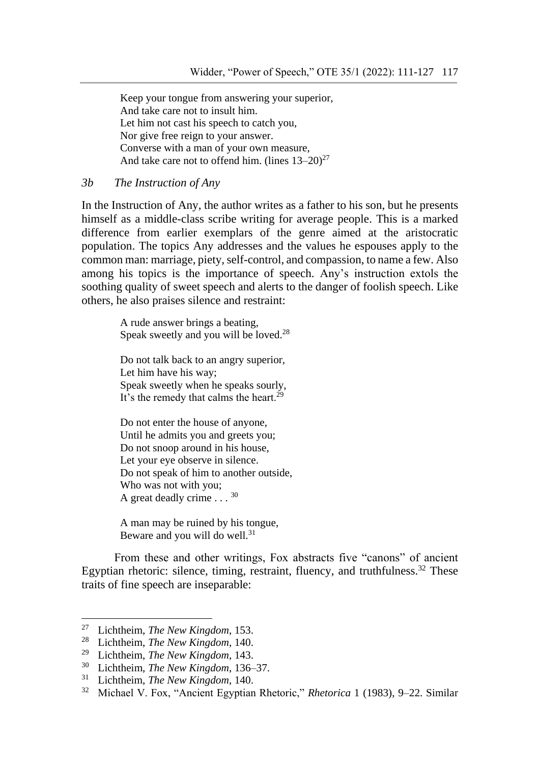> Keep your tongue from answering your superior,
> And take care not to insult him.
> Let him not cast his speech to catch you,
> Nor give free reign to your answer.
> Converse with a man of your own measure,
> And take care not to offend him. (lines 13–20)[27]

### 3b *The Instruction of Any*

In the Instruction of Any, the author writes as a father to his son, but he presents himself as a middle-class scribe writing for average people. This is a marked difference from earlier exemplars of the genre aimed at the aristocratic population. The topics Any addresses and the values he espouses apply to the common man: marriage, piety, self-control, and compassion, to name a few. Also among his topics is the importance of speech. Any's instruction extols the soothing quality of sweet speech and alerts to the danger of foolish speech. Like others, he also praises silence and restraint:

> A rude answer brings a beating,
> Speak sweetly and you will be loved.[28]
>
> Do not talk back to an angry superior,
> Let him have his way;
> Speak sweetly when he speaks sourly,
> It's the remedy that calms the heart.[29]
>
> Do not enter the house of anyone,
> Until he admits you and greets you;
> Do not snoop around in his house,
> Let your eye observe in silence.
> Do not speak of him to another outside,
> Who was not with you;
> A great deadly crime . . . [30]
>
> A man may be ruined by his tongue,
> Beware and you will do well.[31]

From these and other writings, Fox abstracts five "canons" of ancient Egyptian rhetoric: silence, timing, restraint, fluency, and truthfulness.[32] These traits of fine speech are inseparable:

---

[27] Lichtheim, *The New Kingdom*, 153.

[28] Lichtheim, *The New Kingdom*, 140.

[29] Lichtheim, *The New Kingdom*, 143.

[30] Lichtheim, *The New Kingdom*, 136–37.

[31] Lichtheim, *The New Kingdom*, 140.

[32] Michael V. Fox, "Ancient Egyptian Rhetoric," *Rhetorica* 1 (1983), 9–22. Similar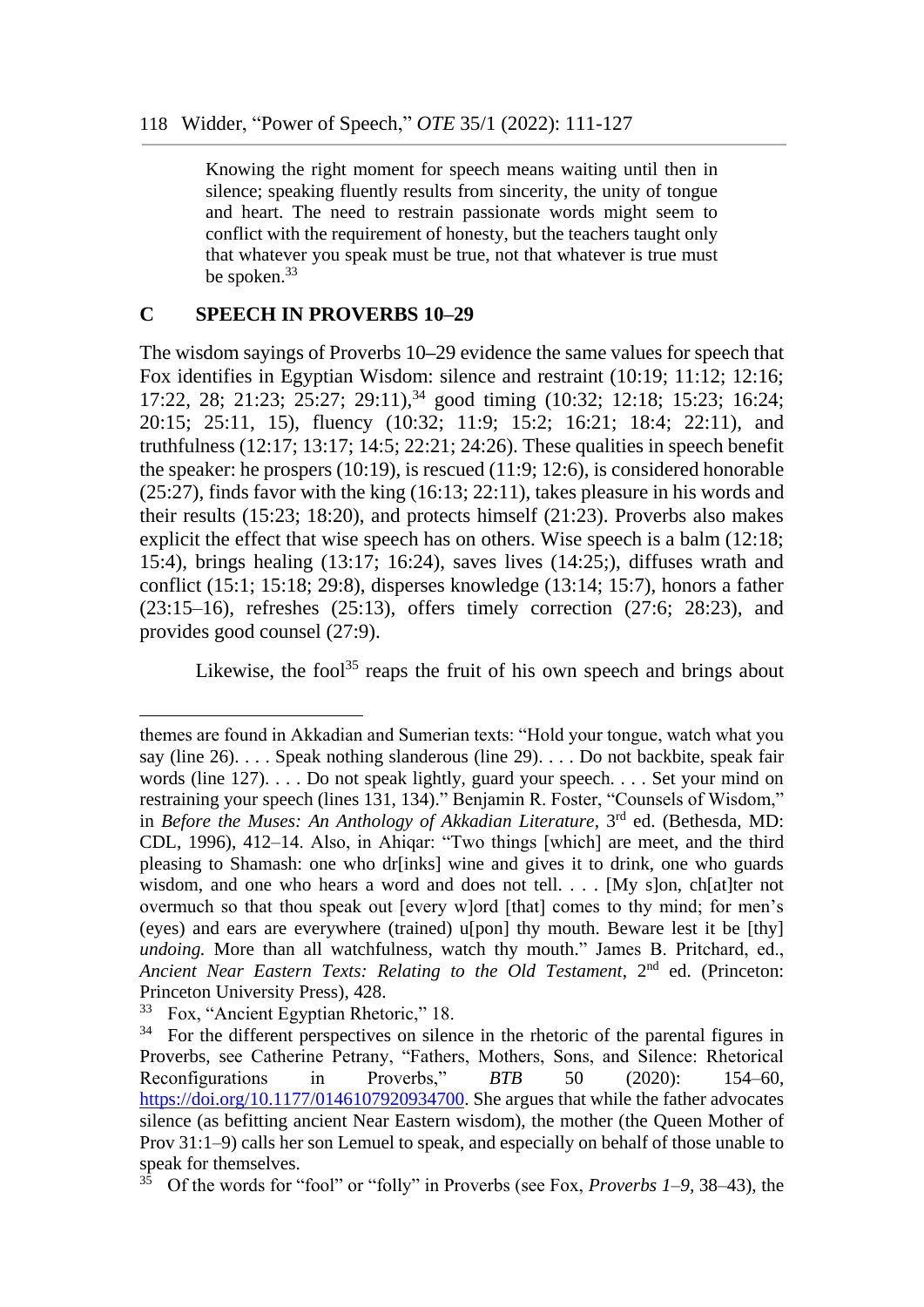> Knowing the right moment for speech means waiting until then in silence; speaking fluently results from sincerity, the unity of tongue and heart. The need to restrain passionate words might seem to conflict with the requirement of honesty, but the teachers taught only that whatever you speak must be true, not that whatever is true must be spoken.[33]

## C SPEECH IN PROVERBS 10–29

The wisdom sayings of Proverbs 10–29 evidence the same values for speech that Fox identifies in Egyptian Wisdom: silence and restraint (10:19; 11:12; 12:16; 17:22, 28; 21:23; 25:27; 29:11),[34] good timing (10:32; 12:18; 15:23; 16:24; 20:15; 25:11, 15), fluency (10:32; 11:9; 15:2; 16:21; 18:4; 22:11), and truthfulness (12:17; 13:17; 14:5; 22:21; 24:26). These qualities in speech benefit the speaker: he prospers (10:19), is rescued (11:9; 12:6), is considered honorable (25:27), finds favor with the king (16:13; 22:11), takes pleasure in his words and their results (15:23; 18:20), and protects himself (21:23). Proverbs also makes explicit the effect that wise speech has on others. Wise speech is a balm (12:18; 15:4), brings healing (13:17; 16:24), saves lives (14:25;), diffuses wrath and conflict (15:1; 15:18; 29:8), disperses knowledge (13:14; 15:7), honors a father (23:15–16), refreshes (25:13), offers timely correction (27:6; 28:23), and provides good counsel (27:9).

Likewise, the fool[35] reaps the fruit of his own speech and brings about

---

themes are found in Akkadian and Sumerian texts: "Hold your tongue, watch what you say (line 26). . . . Speak nothing slanderous (line 29). . . . Do not backbite, speak fair words (line 127). . . . Do not speak lightly, guard your speech. . . . Set your mind on restraining your speech (lines 131, 134)." Benjamin R. Foster, "Counsels of Wisdom," in *Before the Muses: An Anthology of Akkadian Literature*, 3rd ed. (Bethesda, MD: CDL, 1996), 412–14. Also, in Ahiqar: "Two things [which] are meet, and the third pleasing to Shamash: one who dr[inks] wine and gives it to drink, one who guards wisdom, and one who hears a word and does not tell. . . . [My s]on, ch[at]ter not overmuch so that thou speak out [every w]ord [that] comes to thy mind; for men's (eyes) and ears are everywhere (trained) u[pon] thy mouth. Beware lest it be [thy] *undoing.* More than all watchfulness, watch thy mouth." James B. Pritchard, ed., *Ancient Near Eastern Texts: Relating to the Old Testament*, 2nd ed. (Princeton: Princeton University Press), 428.

[33] Fox, "Ancient Egyptian Rhetoric," 18.

[34] For the different perspectives on silence in the rhetoric of the parental figures in Proverbs, see Catherine Petrany, "Fathers, Mothers, Sons, and Silence: Rhetorical Reconfigurations in Proverbs," *BTB* 50 (2020): 154–60, https://doi.org/10.1177/0146107920934700. She argues that while the father advocates silence (as befitting ancient Near Eastern wisdom), the mother (the Queen Mother of Prov 31:1–9) calls her son Lemuel to speak, and especially on behalf of those unable to speak for themselves.

[35] Of the words for "fool" or "folly" in Proverbs (see Fox, *Proverbs 1–9*, 38–43), the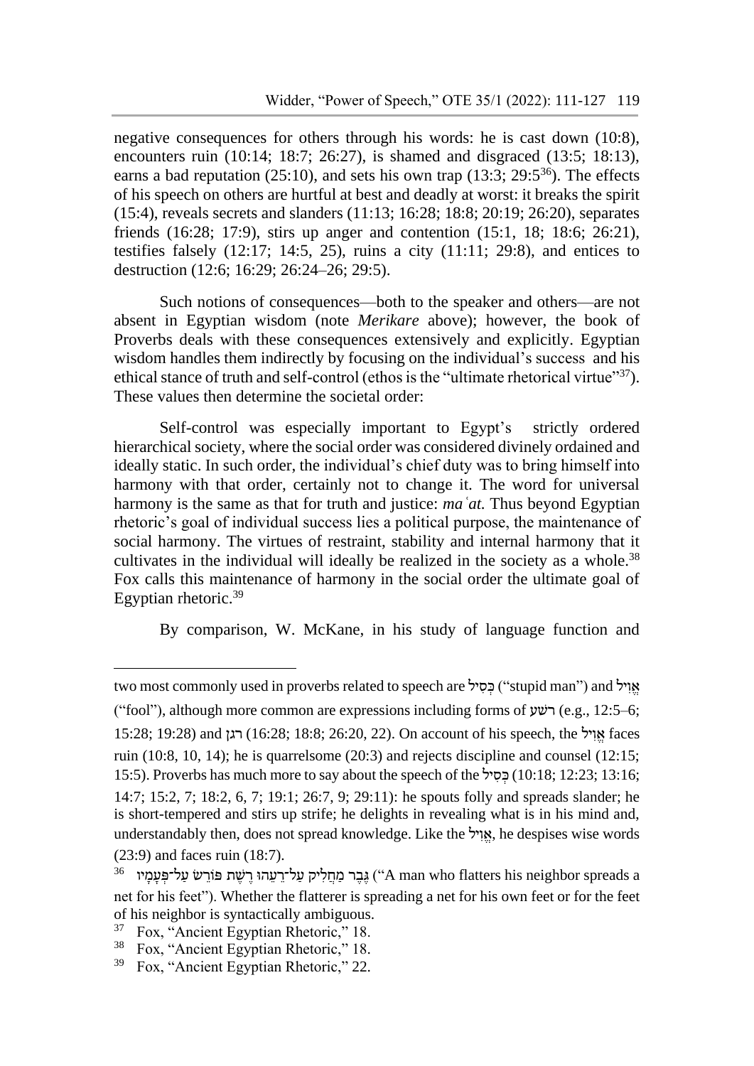negative consequences for others through his words: he is cast down (10:8), encounters ruin (10:14; 18:7; 26:27), is shamed and disgraced (13:5; 18:13), earns a bad reputation (25:10), and sets his own trap (13:3; 29:5[36]). The effects of his speech on others are hurtful at best and deadly at worst: it breaks the spirit (15:4), reveals secrets and slanders (11:13; 16:28; 18:8; 20:19; 26:20), separates friends (16:28; 17:9), stirs up anger and contention (15:1, 18; 18:6; 26:21), testifies falsely (12:17; 14:5, 25), ruins a city (11:11; 29:8), and entices to destruction (12:6; 16:29; 26:24–26; 29:5).

Such notions of consequences—both to the speaker and others—are not absent in Egyptian wisdom (note *Merikare* above); however, the book of Proverbs deals with these consequences extensively and explicitly. Egyptian wisdom handles them indirectly by focusing on the individual's success and his ethical stance of truth and self-control (ethos is the "ultimate rhetorical virtue"[37]). These values then determine the societal order:

> Self-control was especially important to Egypt's strictly ordered hierarchical society, where the social order was considered divinely ordained and ideally static. In such order, the individual's chief duty was to bring himself into harmony with that order, certainly not to change it. The word for universal harmony is the same as that for truth and justice: *maʿat.* Thus beyond Egyptian rhetoric's goal of individual success lies a political purpose, the maintenance of social harmony. The virtues of restraint, stability and internal harmony that it cultivates in the individual will ideally be realized in the society as a whole.[38] Fox calls this maintenance of harmony in the social order the ultimate goal of Egyptian rhetoric.[39]

By comparison, W. McKane, in his study of language function and

---

two most commonly used in proverbs related to speech are כְּסִיל ("stupid man") and אֱוִיל ("fool"), although more common are expressions including forms of רשׁע (e.g., 12:5–6; 15:28; 19:28) and רגן (16:28; 18:8; 26:20, 22). On account of his speech, the אֱוִיל faces ruin (10:8, 10, 14); he is quarrelsome (20:3) and rejects discipline and counsel (12:15; 15:5). Proverbs has much more to say about the speech of the כְּסִיל (10:18; 12:23; 13:16; 14:7; 15:2, 7; 18:2, 6, 7; 19:1; 26:7, 9; 29:11): he spouts folly and spreads slander; he is short-tempered and stirs up strife; he delights in revealing what is in his mind and, understandably then, does not spread knowledge. Like the אֱוִיל, he despises wise words (23:9) and faces ruin (18:7).

[36] גֶּבֶר מַחֲלִיק עַל־רֵעֵהוּ רֶשֶׁת פּוֹרֵשׂ עַל־פְּעָמָיו ("A man who flatters his neighbor spreads a net for his feet"). Whether the flatterer is spreading a net for his own feet or for the feet of his neighbor is syntactically ambiguous.

[37] Fox, "Ancient Egyptian Rhetoric," 18.

[38] Fox, "Ancient Egyptian Rhetoric," 18.

[39] Fox, "Ancient Egyptian Rhetoric," 22.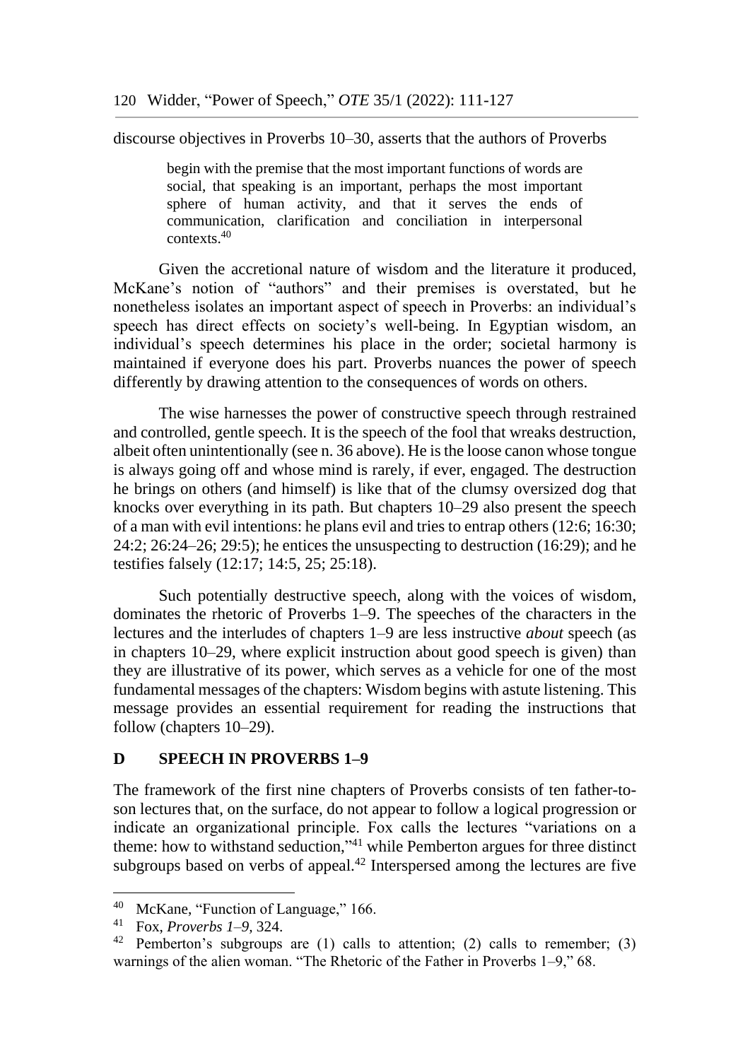discourse objectives in Proverbs 10–30, asserts that the authors of Proverbs

> begin with the premise that the most important functions of words are social, that speaking is an important, perhaps the most important sphere of human activity, and that it serves the ends of communication, clarification and conciliation in interpersonal contexts.[40]

Given the accretional nature of wisdom and the literature it produced, McKane's notion of "authors" and their premises is overstated, but he nonetheless isolates an important aspect of speech in Proverbs: an individual's speech has direct effects on society's well-being. In Egyptian wisdom, an individual's speech determines his place in the order; societal harmony is maintained if everyone does his part. Proverbs nuances the power of speech differently by drawing attention to the consequences of words on others.

The wise harnesses the power of constructive speech through restrained and controlled, gentle speech. It is the speech of the fool that wreaks destruction, albeit often unintentionally (see n. 36 above). He is the loose canon whose tongue is always going off and whose mind is rarely, if ever, engaged. The destruction he brings on others (and himself) is like that of the clumsy oversized dog that knocks over everything in its path. But chapters 10–29 also present the speech of a man with evil intentions: he plans evil and tries to entrap others (12:6; 16:30; 24:2; 26:24–26; 29:5); he entices the unsuspecting to destruction (16:29); and he testifies falsely (12:17; 14:5, 25; 25:18).

Such potentially destructive speech, along with the voices of wisdom, dominates the rhetoric of Proverbs 1–9. The speeches of the characters in the lectures and the interludes of chapters 1–9 are less instructive *about* speech (as in chapters 10–29, where explicit instruction about good speech is given) than they are illustrative of its power, which serves as a vehicle for one of the most fundamental messages of the chapters: Wisdom begins with astute listening. This message provides an essential requirement for reading the instructions that follow (chapters 10–29).

## D SPEECH IN PROVERBS 1–9

The framework of the first nine chapters of Proverbs consists of ten father-to-son lectures that, on the surface, do not appear to follow a logical progression or indicate an organizational principle. Fox calls the lectures "variations on a theme: how to withstand seduction,"[41] while Pemberton argues for three distinct subgroups based on verbs of appeal.[42] Interspersed among the lectures are five

---

[40] McKane, "Function of Language," 166.

[41] Fox, *Proverbs 1–9*, 324.

[42] Pemberton's subgroups are (1) calls to attention; (2) calls to remember; (3) warnings of the alien woman. "The Rhetoric of the Father in Proverbs 1–9," 68.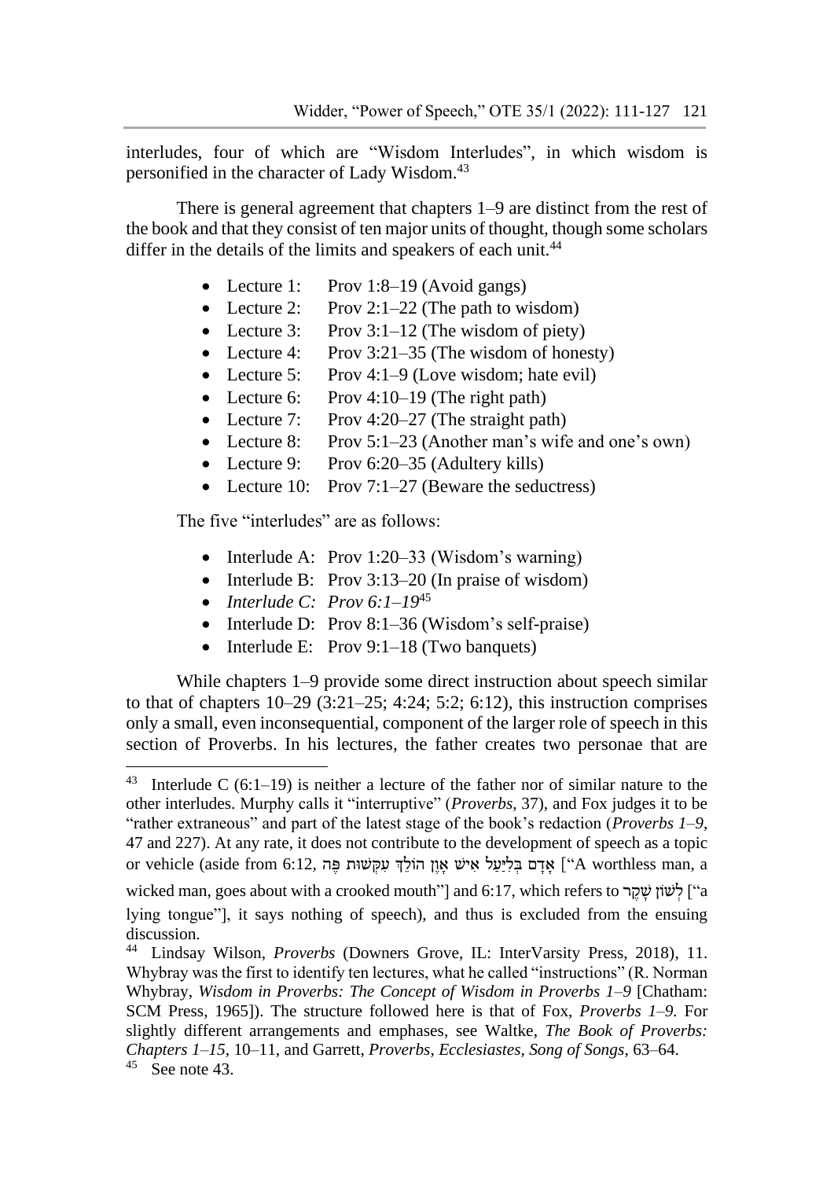interludes, four of which are "Wisdom Interludes", in which wisdom is personified in the character of Lady Wisdom.[43]

There is general agreement that chapters 1–9 are distinct from the rest of the book and that they consist of ten major units of thought, though some scholars differ in the details of the limits and speakers of each unit.[44]

- Lecture 1: Prov 1:8–19 (Avoid gangs)
- Lecture 2: Prov 2:1–22 (The path to wisdom)
- Lecture 3: Prov 3:1–12 (The wisdom of piety)
- Lecture 4: Prov 3:21–35 (The wisdom of honesty)
- Lecture 5: Prov 4:1–9 (Love wisdom; hate evil)
- Lecture 6: Prov 4:10–19 (The right path)
- Lecture 7: Prov 4:20–27 (The straight path)
- Lecture 8: Prov 5:1–23 (Another man's wife and one's own)
- Lecture 9: Prov 6:20–35 (Adultery kills)
- Lecture 10: Prov 7:1–27 (Beware the seductress)

The five "interludes" are as follows:

- Interlude A: Prov 1:20–33 (Wisdom's warning)
- Interlude B: Prov 3:13–20 (In praise of wisdom)
- *Interlude C: Prov 6:1–19*[45]
- Interlude D: Prov 8:1–36 (Wisdom's self-praise)
- Interlude E: Prov 9:1–18 (Two banquets)

While chapters 1–9 provide some direct instruction about speech similar to that of chapters 10–29 (3:21–25; 4:24; 5:2; 6:12), this instruction comprises only a small, even inconsequential, component of the larger role of speech in this section of Proverbs. In his lectures, the father creates two personae that are

---

[43] Interlude C (6:1–19) is neither a lecture of the father nor of similar nature to the other interludes. Murphy calls it "interruptive" (*Proverbs*, 37), and Fox judges it to be "rather extraneous" and part of the latest stage of the book's redaction (*Proverbs 1–9*, 47 and 227). At any rate, it does not contribute to the development of speech as a topic or vehicle (aside from 6:12, אָדָם בְּלִיַּעַל אִישׁ אָוֶן הוֹלֵךְ עִקְּשׁוּת פֶּה ["A worthless man, a wicked man, goes about with a crooked mouth"] and 6:17, which refers to לְשׁוֹן שָׁקֶר ["a lying tongue"], it says nothing of speech), and thus is excluded from the ensuing discussion.

[44] Lindsay Wilson, *Proverbs* (Downers Grove, IL: InterVarsity Press, 2018), 11. Whybray was the first to identify ten lectures, what he called "instructions" (R. Norman Whybray, *Wisdom in Proverbs: The Concept of Wisdom in Proverbs 1–9* [Chatham: SCM Press, 1965]). The structure followed here is that of Fox, *Proverbs 1–9.* For slightly different arrangements and emphases, see Waltke, *The Book of Proverbs: Chapters 1–15*, 10–11, and Garrett, *Proverbs, Ecclesiastes, Song of Songs*, 63–64.

[45] See note 43.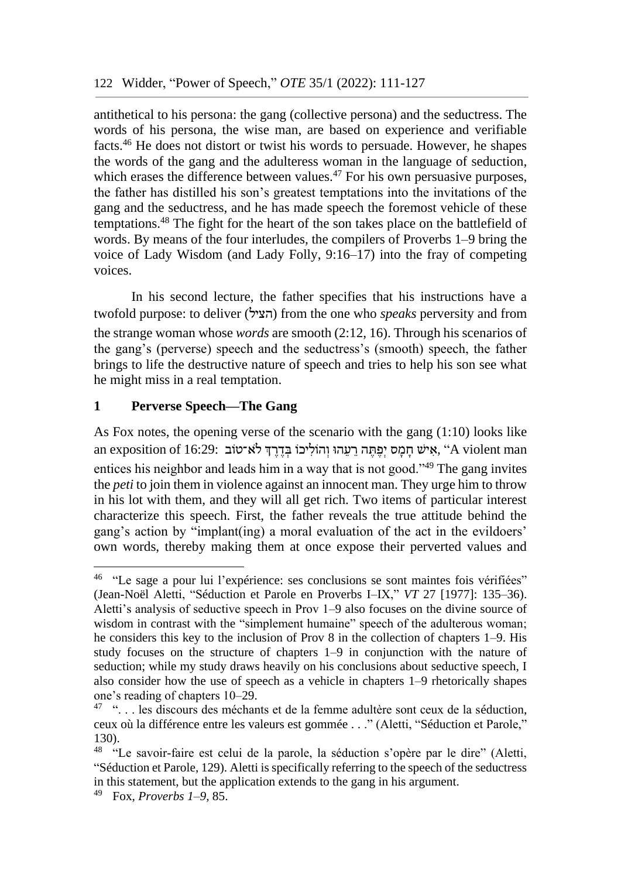antithetical to his persona: the gang (collective persona) and the seductress. The words of his persona, the wise man, are based on experience and verifiable facts.[46] He does not distort or twist his words to persuade. However, he shapes the words of the gang and the adulteress woman in the language of seduction, which erases the difference between values.[47] For his own persuasive purposes, the father has distilled his son's greatest temptations into the invitations of the gang and the seductress, and he has made speech the foremost vehicle of these temptations.[48] The fight for the heart of the son takes place on the battlefield of words. By means of the four interludes, the compilers of Proverbs 1–9 bring the voice of Lady Wisdom (and Lady Folly, 9:16–17) into the fray of competing voices.

In his second lecture, the father specifies that his instructions have a twofold purpose: to deliver (הציל) from the one who *speaks* perversity and from the strange woman whose *words* are smooth (2:12, 16). Through his scenarios of the gang's (perverse) speech and the seductress's (smooth) speech, the father brings to life the destructive nature of speech and tries to help his son see what he might miss in a real temptation.

## 1 Perverse Speech—The Gang

As Fox notes, the opening verse of the scenario with the gang (1:10) looks like an exposition of 16:29: אִישׁ חָמָס יְפַתֶּה רֵעֵהוּ וְהוֹלִיכוֹ בְּדֶרֶךְ לֹא־טוֹב, "A violent man entices his neighbor and leads him in a way that is not good."[49] The gang invites the *peti* to join them in violence against an innocent man. They urge him to throw in his lot with them, and they will all get rich. Two items of particular interest characterize this speech. First, the father reveals the true attitude behind the gang's action by "implant(ing) a moral evaluation of the act in the evildoers' own words, thereby making them at once expose their perverted values and

---

[46] "Le sage a pour lui l'expérience: ses conclusions se sont maintes fois vérifiées" (Jean-Noël Aletti, "Séduction et Parole en Proverbes I–IX," *VT* 27 [1977]: 135–36). Aletti's analysis of seductive speech in Prov 1–9 also focuses on the divine source of wisdom in contrast with the "simplement humaine" speech of the adulterous woman; he considers this key to the inclusion of Prov 8 in the collection of chapters 1–9. His study focuses on the structure of chapters 1–9 in conjunction with the nature of seduction; while my study draws heavily on his conclusions about seductive speech, I also consider how the use of speech as a vehicle in chapters 1–9 rhetorically shapes one's reading of chapters 10–29.

[47] ". . . les discours des méchants et de la femme adultère sont ceux de la séduction, ceux où la différence entre les valeurs est gommée . . ." (Aletti, "Séduction et Parole," 130).

[48] "Le savoir-faire est celui de la parole, la séduction s'opère par le dire" (Aletti, "Séduction et Parole, 129). Aletti is specifically referring to the speech of the seductress in this statement, but the application extends to the gang in his argument.

[49] Fox, *Proverbs 1–9,* 85.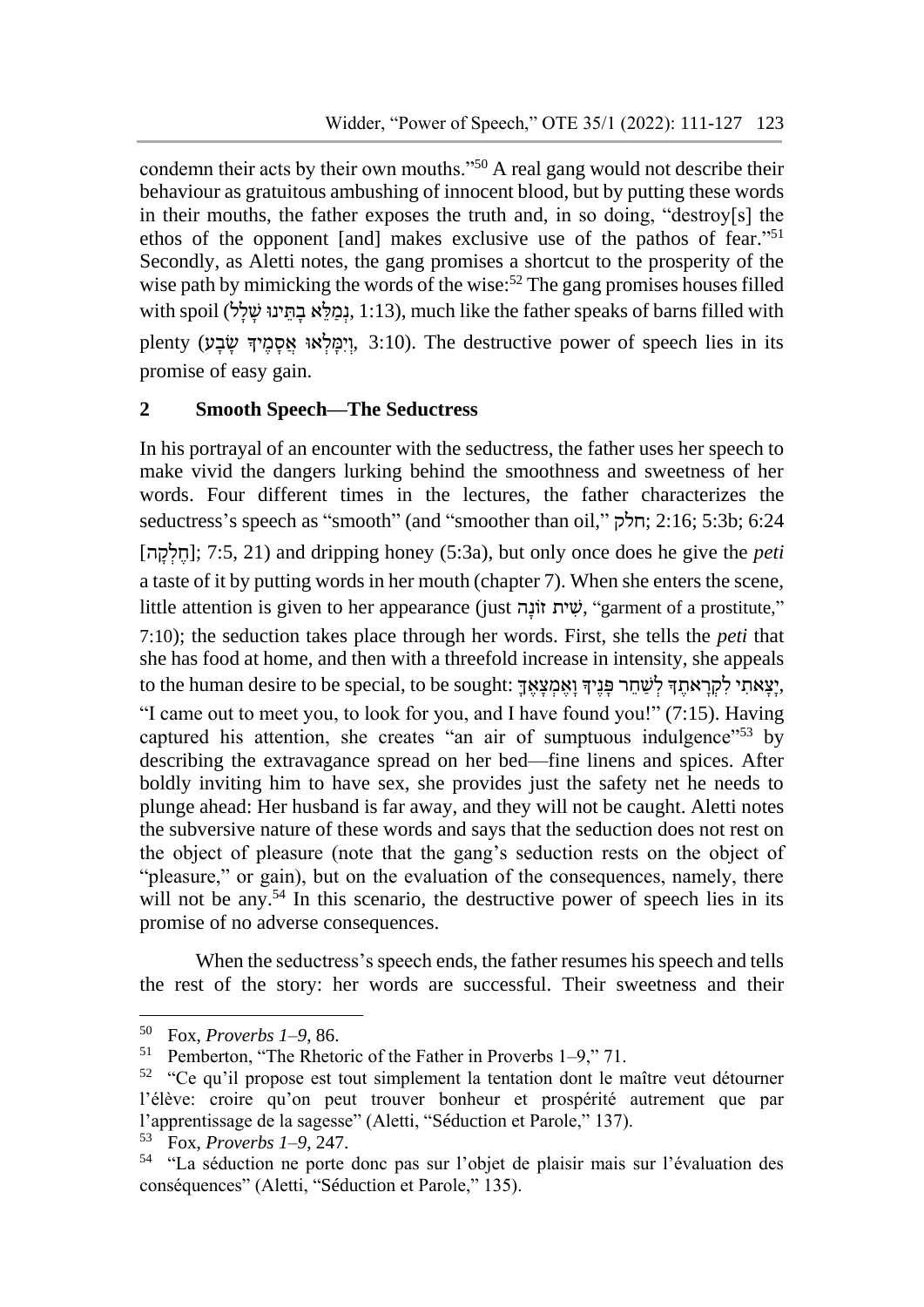condemn their acts by their own mouths."[50] A real gang would not describe their behaviour as gratuitous ambushing of innocent blood, but by putting these words in their mouths, the father exposes the truth and, in so doing, "destroy[s] the ethos of the opponent [and] makes exclusive use of the pathos of fear."[51] Secondly, as Aletti notes, the gang promises a shortcut to the prosperity of the wise path by mimicking the words of the wise:[52] The gang promises houses filled with spoil (נְמַלֵּא בָתֵּינוּ שָׁלָל, 1:13), much like the father speaks of barns filled with plenty (וְיִמָּלְאוּ אֲסָמֶיךָ שָׂבָע, 3:10). The destructive power of speech lies in its promise of easy gain.

## 2 Smooth Speech—The Seductress

In his portrayal of an encounter with the seductress, the father uses her speech to make vivid the dangers lurking behind the smoothness and sweetness of her words. Four different times in the lectures, the father characterizes the seductress's speech as "smooth" (and "smoother than oil," חלק; 2:16; 5:3b; 6:24 [חֶלְקָה]; 7:5, 21) and dripping honey (5:3a), but only once does he give the *peti* a taste of it by putting words in her mouth (chapter 7). When she enters the scene, little attention is given to her appearance (just שִׁית זוֹנָה, "garment of a prostitute," 7:10); the seduction takes place through her words. First, she tells the *peti* that she has food at home, and then with a threefold increase in intensity, she appeals to the human desire to be special, to be sought: יָצָאתִי לִקְרָאתֶךָ לְשַׁחֵר פָּנֶיךָ וָאֶמְצָאֶךָּ, "I came out to meet you, to look for you, and I have found you!" (7:15). Having captured his attention, she creates "an air of sumptuous indulgence"[53] by describing the extravagance spread on her bed—fine linens and spices. After boldly inviting him to have sex, she provides just the safety net he needs to plunge ahead: Her husband is far away, and they will not be caught. Aletti notes the subversive nature of these words and says that the seduction does not rest on the object of pleasure (note that the gang's seduction rests on the object of "pleasure," or gain), but on the evaluation of the consequences, namely, there will not be any.[54] In this scenario, the destructive power of speech lies in its promise of no adverse consequences.

When the seductress's speech ends, the father resumes his speech and tells the rest of the story: her words are successful. Their sweetness and their

---

[50] Fox, *Proverbs 1–9*, 86.

[51] Pemberton, "The Rhetoric of the Father in Proverbs 1–9," 71.

[52] "Ce qu'il propose est tout simplement la tentation dont le maître veut détourner l'élève: croire qu'on peut trouver bonheur et prospérité autrement que par l'apprentissage de la sagesse" (Aletti, "Séduction et Parole," 137).

[53] Fox, *Proverbs 1–9*, 247.

[54] "La séduction ne porte donc pas sur l'objet de plaisir mais sur l'évaluation des conséquences" (Aletti, "Séduction et Parole," 135).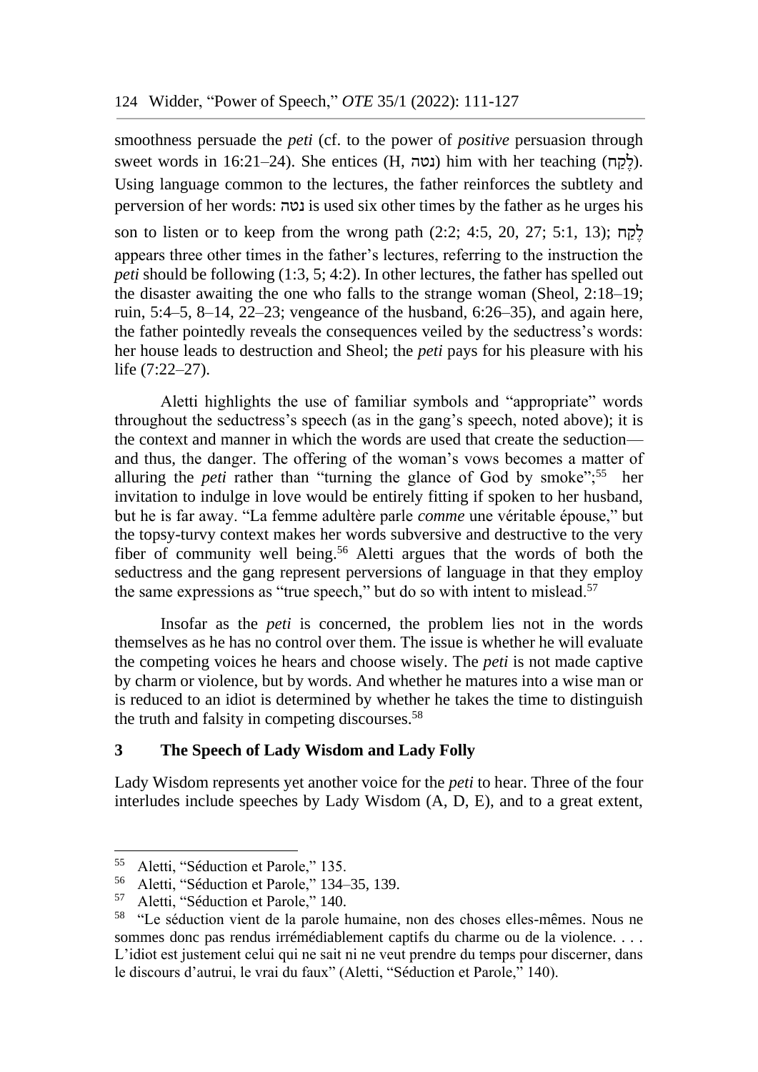smoothness persuade the *peti* (cf. to the power of *positive* persuasion through sweet words in 16:21–24). She entices (H, נטה) him with her teaching (לֶקַח). Using language common to the lectures, the father reinforces the subtlety and perversion of her words: נטה is used six other times by the father as he urges his son to listen or to keep from the wrong path (2:2; 4:5, 20, 27; 5:1, 13); לֶקַח appears three other times in the father's lectures, referring to the instruction the *peti* should be following (1:3, 5; 4:2). In other lectures, the father has spelled out the disaster awaiting the one who falls to the strange woman (Sheol, 2:18–19; ruin, 5:4–5, 8–14, 22–23; vengeance of the husband, 6:26–35), and again here, the father pointedly reveals the consequences veiled by the seductress's words: her house leads to destruction and Sheol; the *peti* pays for his pleasure with his life (7:22–27).

Aletti highlights the use of familiar symbols and "appropriate" words throughout the seductress's speech (as in the gang's speech, noted above); it is the context and manner in which the words are used that create the seduction—and thus, the danger. The offering of the woman's vows becomes a matter of alluring the *peti* rather than "turning the glance of God by smoke";[55] her invitation to indulge in love would be entirely fitting if spoken to her husband, but he is far away. "La femme adultère parle *comme* une véritable épouse," but the topsy-turvy context makes her words subversive and destructive to the very fiber of community well being.[56] Aletti argues that the words of both the seductress and the gang represent perversions of language in that they employ the same expressions as "true speech," but do so with intent to mislead.[57]

Insofar as the *peti* is concerned, the problem lies not in the words themselves as he has no control over them. The issue is whether he will evaluate the competing voices he hears and choose wisely. The *peti* is not made captive by charm or violence, but by words. And whether he matures into a wise man or is reduced to an idiot is determined by whether he takes the time to distinguish the truth and falsity in competing discourses.[58]

## 3 The Speech of Lady Wisdom and Lady Folly

Lady Wisdom represents yet another voice for the *peti* to hear. Three of the four interludes include speeches by Lady Wisdom (A, D, E), and to a great extent,

---

[55] Aletti, "Séduction et Parole," 135.

[56] Aletti, "Séduction et Parole," 134–35, 139.

[57] Aletti, "Séduction et Parole," 140.

[58] "Le séduction vient de la parole humaine, non des choses elles-mêmes. Nous ne sommes donc pas rendus irrémédiablement captifs du charme ou de la violence. . . . L'idiot est justement celui qui ne sait ni ne veut prendre du temps pour discerner, dans le discours d'autrui, le vrai du faux" (Aletti, "Séduction et Parole," 140).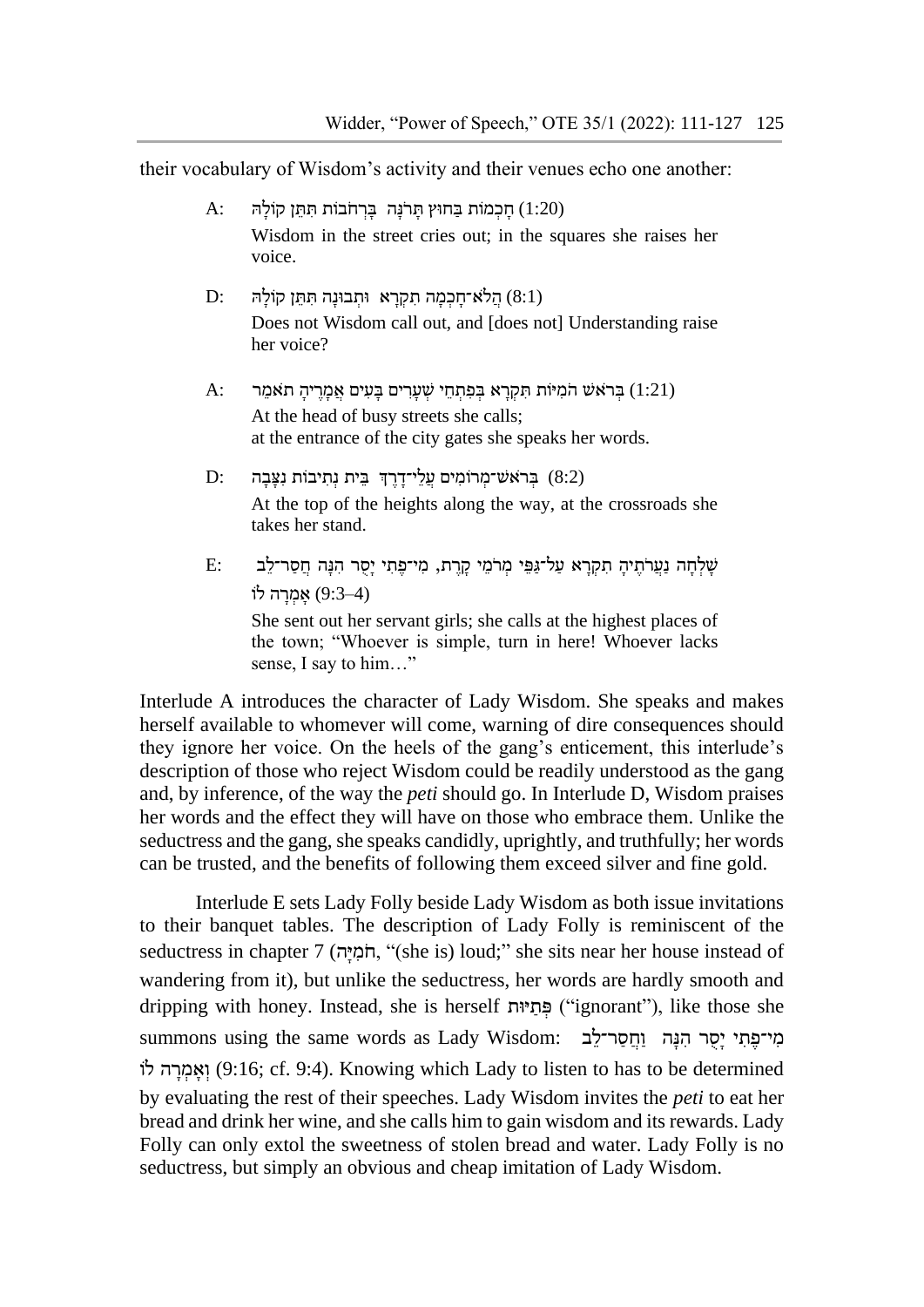their vocabulary of Wisdom's activity and their venues echo one another:

A: (1:20) חָכְמוֹת בַּחוּץ תָּרֹנָּה  בָּרְחֹבוֹת תִּתֵּן קוֹלָהּ

Wisdom in the street cries out; in the squares she raises her voice.

D: (8:1) הֲלֹא־חָכְמָה תִקְרָא  וּתְבוּנָה תִּתֵּן קוֹלָהּ

Does not Wisdom call out, and [does not] Understanding raise her voice?

A: (1:21) בְּרֹאשׁ הֹמִיּוֹת תִּקְרָא בְּפִתְחֵי שְׁעָרִים בָּעִיר אֲמָרֶיהָ תֹאמֵר

At the head of busy streets she calls;
at the entrance of the city gates she speaks her words.

D: (8:2)  בְּרֹאשׁ־מְרוֹמִים עֲלֵי־דָרֶךְ  בֵּית נְתִיבוֹת נִצָּבָה

At the top of the heights along the way, at the crossroads she takes her stand.

E: שָׁלְחָה נַעֲרֹתֶיהָ תִקְרָא עַל־גַּפֵּי מְרֹמֵי קָרֶת, מִי־פֶתִי יָסֻר הֵנָּה חֲסַר־לֵב אָמְרָה לּוֹ (9:3–4)

She sent out her servant girls; she calls at the highest places of the town; "Whoever is simple, turn in here! Whoever lacks sense, I say to him…"

Interlude A introduces the character of Lady Wisdom. She speaks and makes herself available to whomever will come, warning of dire consequences should they ignore her voice. On the heels of the gang's enticement, this interlude's description of those who reject Wisdom could be readily understood as the gang and, by inference, of the way the *peti* should go. In Interlude D, Wisdom praises her words and the effect they will have on those who embrace them. Unlike the seductress and the gang, she speaks candidly, uprightly, and truthfully; her words can be trusted, and the benefits of following them exceed silver and fine gold.

Interlude E sets Lady Folly beside Lady Wisdom as both issue invitations to their banquet tables. The description of Lady Folly is reminiscent of the seductress in chapter 7 (הֹמִיָּה, "(she is) loud;" she sits near her house instead of wandering from it), but unlike the seductress, her words are hardly smooth and dripping with honey. Instead, she is herself פְּתַיּוּת ("ignorant"), like those she summons using the same words as Lady Wisdom: מִי־פֶתִי יָסֻר הֵנָּה  וַחֲסַר־לֵב וְאָמְרָה לּוֹ (9:16; cf. 9:4). Knowing which Lady to listen to has to be determined by evaluating the rest of their speeches. Lady Wisdom invites the *peti* to eat her bread and drink her wine, and she calls him to gain wisdom and its rewards. Lady Folly can only extol the sweetness of stolen bread and water. Lady Folly is no seductress, but simply an obvious and cheap imitation of Lady Wisdom.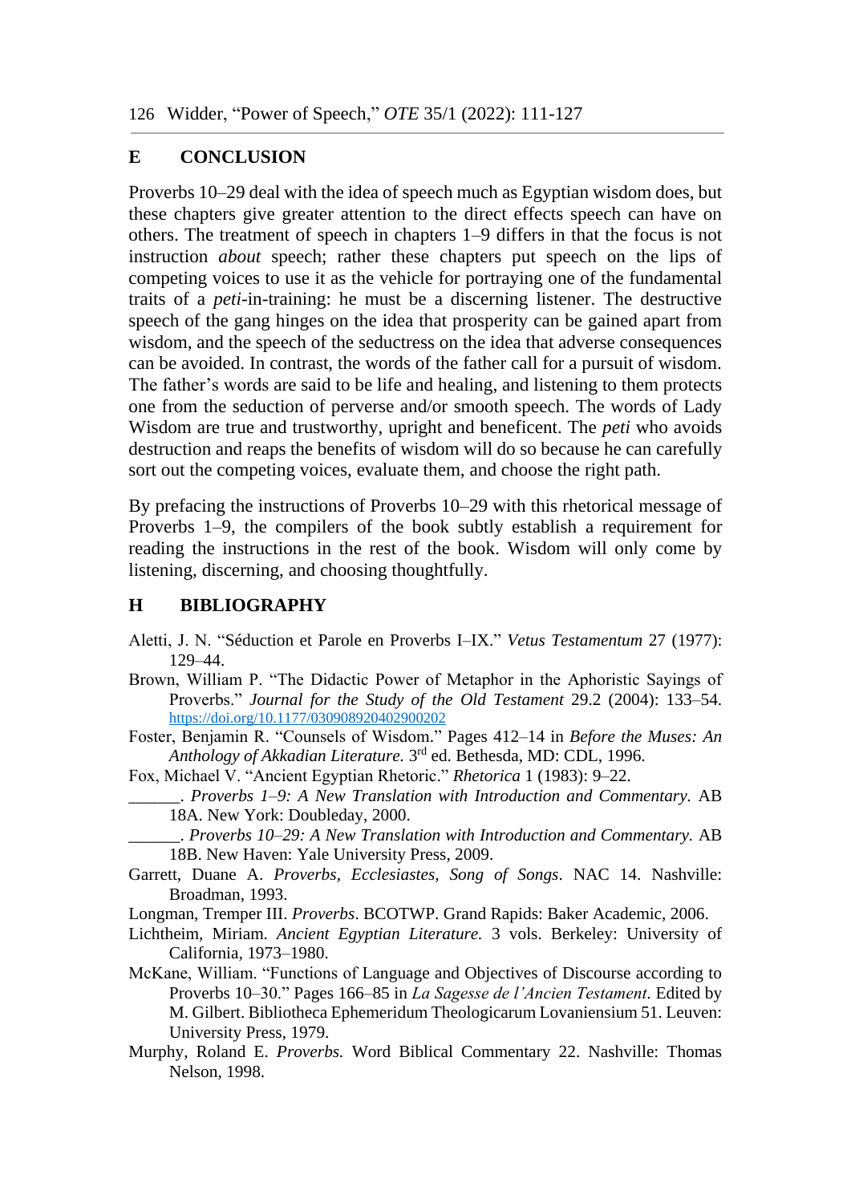## E CONCLUSION

Proverbs 10–29 deal with the idea of speech much as Egyptian wisdom does, but these chapters give greater attention to the direct effects speech can have on others. The treatment of speech in chapters 1–9 differs in that the focus is not instruction *about* speech; rather these chapters put speech on the lips of competing voices to use it as the vehicle for portraying one of the fundamental traits of a *peti*-in-training: he must be a discerning listener. The destructive speech of the gang hinges on the idea that prosperity can be gained apart from wisdom, and the speech of the seductress on the idea that adverse consequences can be avoided. In contrast, the words of the father call for a pursuit of wisdom. The father's words are said to be life and healing, and listening to them protects one from the seduction of perverse and/or smooth speech. The words of Lady Wisdom are true and trustworthy, upright and beneficent. The *peti* who avoids destruction and reaps the benefits of wisdom will do so because he can carefully sort out the competing voices, evaluate them, and choose the right path.

By prefacing the instructions of Proverbs 10–29 with this rhetorical message of Proverbs 1–9, the compilers of the book subtly establish a requirement for reading the instructions in the rest of the book. Wisdom will only come by listening, discerning, and choosing thoughtfully.

## H BIBLIOGRAPHY

Aletti, J. N. "Séduction et Parole en Proverbs I–IX." *Vetus Testamentum* 27 (1977): 129–44.

Brown, William P. "The Didactic Power of Metaphor in the Aphoristic Sayings of Proverbs." *Journal for the Study of the Old Testament* 29.2 (2004): 133–54. https://doi.org/10.1177/030908920402900202

Foster, Benjamin R. "Counsels of Wisdom." Pages 412–14 in *Before the Muses: An Anthology of Akkadian Literature.* 3rd ed. Bethesda, MD: CDL, 1996.

Fox, Michael V. "Ancient Egyptian Rhetoric." *Rhetorica* 1 (1983): 9–22.

______. *Proverbs 1–9: A New Translation with Introduction and Commentary.* AB 18A. New York: Doubleday, 2000.

______. *Proverbs 10–29: A New Translation with Introduction and Commentary.* AB 18B. New Haven: Yale University Press, 2009.

Garrett, Duane A. *Proverbs, Ecclesiastes, Song of Songs*. NAC 14. Nashville: Broadman, 1993.

Longman, Tremper III. *Proverbs*. BCOTWP. Grand Rapids: Baker Academic, 2006.

Lichtheim, Miriam. *Ancient Egyptian Literature.* 3 vols. Berkeley: University of California, 1973–1980.

McKane, William. "Functions of Language and Objectives of Discourse according to Proverbs 10–30." Pages 166–85 in *La Sagesse de l'Ancien Testament*. Edited by M. Gilbert. Bibliotheca Ephemeridum Theologicarum Lovaniensium 51. Leuven: University Press, 1979.

Murphy, Roland E. *Proverbs.* Word Biblical Commentary 22. Nashville: Thomas Nelson, 1998.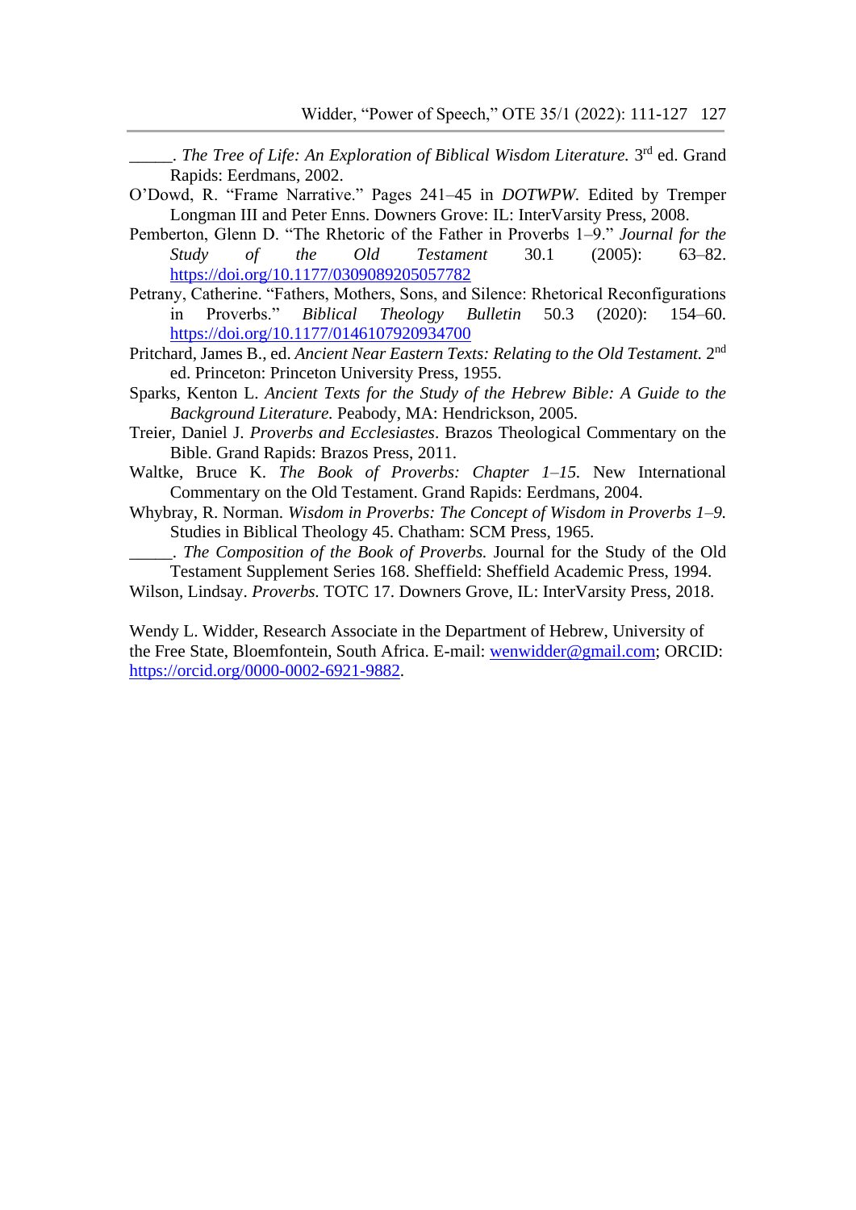\_\_\_\_\_. *The Tree of Life: An Exploration of Biblical Wisdom Literature.* 3rd ed. Grand Rapids: Eerdmans, 2002.

O'Dowd, R. "Frame Narrative." Pages 241–45 in *DOTWPW*. Edited by Tremper Longman III and Peter Enns. Downers Grove: IL: InterVarsity Press, 2008.

Pemberton, Glenn D. "The Rhetoric of the Father in Proverbs 1–9." *Journal for the Study of the Old Testament* 30.1 (2005): 63–82. https://doi.org/10.1177/0309089205057782

Petrany, Catherine. "Fathers, Mothers, Sons, and Silence: Rhetorical Reconfigurations in Proverbs." *Biblical Theology Bulletin* 50.3 (2020): 154–60. https://doi.org/10.1177/0146107920934700

Pritchard, James B., ed. *Ancient Near Eastern Texts: Relating to the Old Testament.* 2nd ed. Princeton: Princeton University Press, 1955.

Sparks, Kenton L. *Ancient Texts for the Study of the Hebrew Bible: A Guide to the Background Literature.* Peabody, MA: Hendrickson, 2005.

Treier, Daniel J. *Proverbs and Ecclesiastes*. Brazos Theological Commentary on the Bible. Grand Rapids: Brazos Press, 2011.

Waltke, Bruce K. *The Book of Proverbs: Chapter 1–15.* New International Commentary on the Old Testament. Grand Rapids: Eerdmans, 2004.

Whybray, R. Norman. *Wisdom in Proverbs: The Concept of Wisdom in Proverbs 1–9.* Studies in Biblical Theology 45. Chatham: SCM Press, 1965.

\_\_\_\_\_. *The Composition of the Book of Proverbs.* Journal for the Study of the Old Testament Supplement Series 168. Sheffield: Sheffield Academic Press, 1994.

Wilson, Lindsay. *Proverbs.* TOTC 17. Downers Grove, IL: InterVarsity Press, 2018.

Wendy L. Widder, Research Associate in the Department of Hebrew, University of the Free State, Bloemfontein, South Africa. E-mail: wenwidder@gmail.com; ORCID: https://orcid.org/0000-0002-6921-9882.